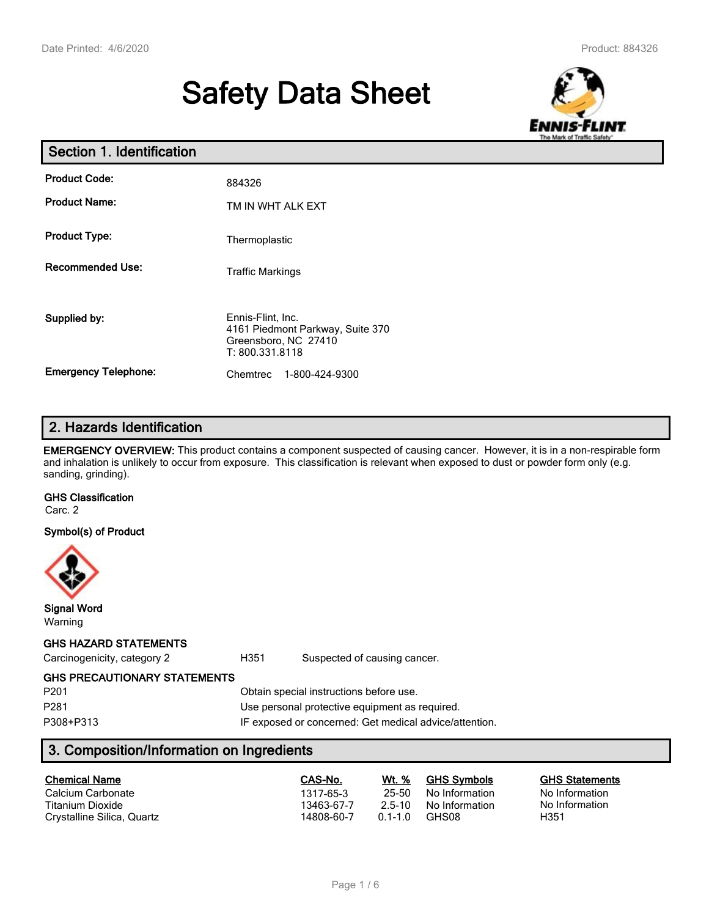# Safety Data Sheet

## Section 1. Identification

| | |
|---|---|
| **Product Code:** | 884326 |
| **Product Name:** | TM IN WHT ALK EXT |
| **Product Type:** | Thermoplastic |
| **Recommended Use:** | Traffic Markings |
| **Supplied by:** | Ennis-Flint, Inc.<br>4161 Piedmont Parkway, Suite 370<br>Greensboro, NC 27410<br>T: 800.331.8118 |
| **Emergency Telephone:** | Chemtrec 1-800-424-9300 |

## 2. Hazards Identification

**EMERGENCY OVERVIEW:** This product contains a component suspected of causing cancer. However, it is in a non-respirable form and inhalation is unlikely to occur from exposure. This classification is relevant when exposed to dust or powder form only (e.g. sanding, grinding).

**GHS Classification**

Carc. 2

**Symbol(s) of Product**

**Signal Word**

Warning

**GHS HAZARD STATEMENTS**

| | | |
|---|---|---|
| Carcinogenicity, category 2 | H351 | Suspected of causing cancer. |

**GHS PRECAUTIONARY STATEMENTS**

| | |
|---|---|
| P201 | Obtain special instructions before use. |
| P281 | Use personal protective equipment as required. |
| P308+P313 | IF exposed or concerned: Get medical advice/attention. |

## 3. Composition/Information on Ingredients

| Chemical Name | CAS-No. | Wt. % | GHS Symbols | GHS Statements |
|---|---|---|---|---|
| Calcium Carbonate | 1317-65-3 | 25-50 | No Information | No Information |
| Titanium Dioxide | 13463-67-7 | 2.5-10 | No Information | No Information |
| Crystalline Silica, Quartz | 14808-60-7 | 0.1-1.0 | GHS08 | H351 |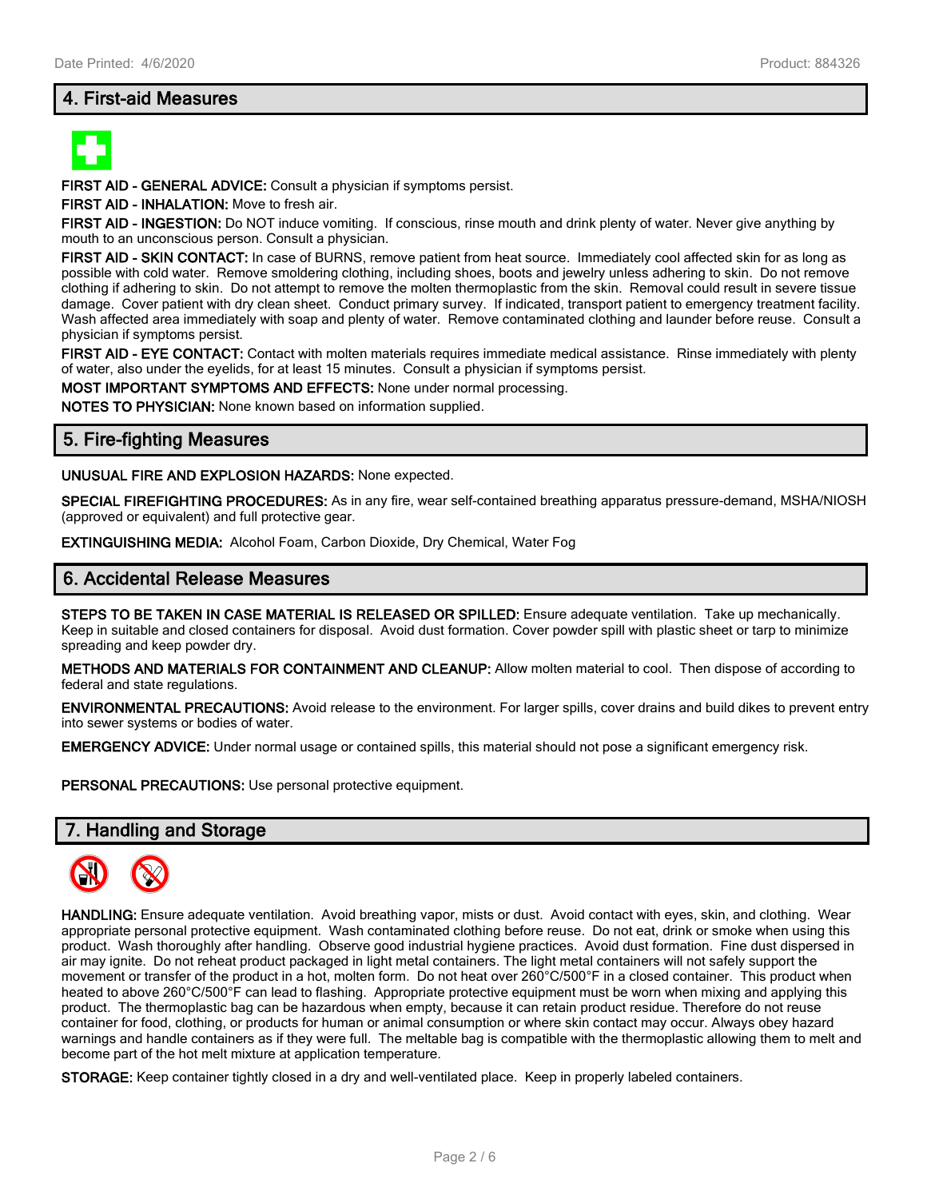## 4. First-aid Measures

**FIRST AID - GENERAL ADVICE:** Consult a physician if symptoms persist.

**FIRST AID - INHALATION:** Move to fresh air.

**FIRST AID - INGESTION:** Do NOT induce vomiting. If conscious, rinse mouth and drink plenty of water. Never give anything by mouth to an unconscious person. Consult a physician.

**FIRST AID - SKIN CONTACT:** In case of BURNS, remove patient from heat source. Immediately cool affected skin for as long as possible with cold water. Remove smoldering clothing, including shoes, boots and jewelry unless adhering to skin. Do not remove clothing if adhering to skin. Do not attempt to remove the molten thermoplastic from the skin. Removal could result in severe tissue damage. Cover patient with dry clean sheet. Conduct primary survey. If indicated, transport patient to emergency treatment facility. Wash affected area immediately with soap and plenty of water. Remove contaminated clothing and launder before reuse. Consult a physician if symptoms persist.

**FIRST AID - EYE CONTACT:** Contact with molten materials requires immediate medical assistance. Rinse immediately with plenty of water, also under the eyelids, for at least 15 minutes. Consult a physician if symptoms persist.

**MOST IMPORTANT SYMPTOMS AND EFFECTS:** None under normal processing.

**NOTES TO PHYSICIAN:** None known based on information supplied.

## 5. Fire-fighting Measures

**UNUSUAL FIRE AND EXPLOSION HAZARDS:** None expected.

**SPECIAL FIREFIGHTING PROCEDURES:** As in any fire, wear self-contained breathing apparatus pressure-demand, MSHA/NIOSH (approved or equivalent) and full protective gear.

**EXTINGUISHING MEDIA:** Alcohol Foam, Carbon Dioxide, Dry Chemical, Water Fog

## 6. Accidental Release Measures

**STEPS TO BE TAKEN IN CASE MATERIAL IS RELEASED OR SPILLED:** Ensure adequate ventilation. Take up mechanically. Keep in suitable and closed containers for disposal. Avoid dust formation. Cover powder spill with plastic sheet or tarp to minimize spreading and keep powder dry.

**METHODS AND MATERIALS FOR CONTAINMENT AND CLEANUP:** Allow molten material to cool. Then dispose of according to federal and state regulations.

**ENVIRONMENTAL PRECAUTIONS:** Avoid release to the environment. For larger spills, cover drains and build dikes to prevent entry into sewer systems or bodies of water.

**EMERGENCY ADVICE:** Under normal usage or contained spills, this material should not pose a significant emergency risk.

**PERSONAL PRECAUTIONS:** Use personal protective equipment.

## 7. Handling and Storage

**HANDLING:** Ensure adequate ventilation. Avoid breathing vapor, mists or dust. Avoid contact with eyes, skin, and clothing. Wear appropriate personal protective equipment. Wash contaminated clothing before reuse. Do not eat, drink or smoke when using this product. Wash thoroughly after handling. Observe good industrial hygiene practices. Avoid dust formation. Fine dust dispersed in air may ignite. Do not reheat product packaged in light metal containers. The light metal containers will not safely support the movement or transfer of the product in a hot, molten form. Do not heat over 260°C/500°F in a closed container. This product when heated to above 260°C/500°F can lead to flashing. Appropriate protective equipment must be worn when mixing and applying this product. The thermoplastic bag can be hazardous when empty, because it can retain product residue. Therefore do not reuse container for food, clothing, or products for human or animal consumption or where skin contact may occur. Always obey hazard warnings and handle containers as if they were full. The meltable bag is compatible with the thermoplastic allowing them to melt and become part of the hot melt mixture at application temperature.

**STORAGE:** Keep container tightly closed in a dry and well-ventilated place. Keep in properly labeled containers.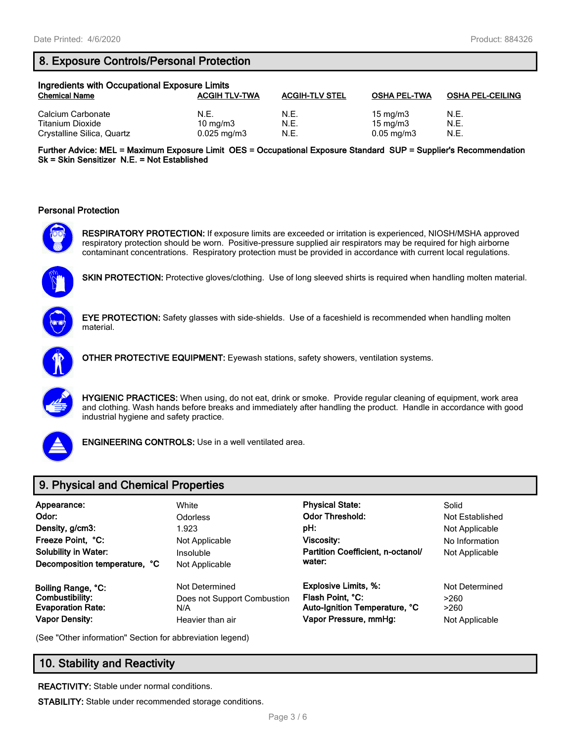## 8. Exposure Controls/Personal Protection

**Ingredients with Occupational Exposure Limits**

| Chemical Name | ACGIH TLV-TWA | ACGIH-TLV STEL | OSHA PEL-TWA | OSHA PEL-CEILING |
|---|---|---|---|---|
| Calcium Carbonate | N.E. | N.E. | 15 mg/m3 | N.E. |
| Titanium Dioxide | 10 mg/m3 | N.E. | 15 mg/m3 | N.E. |
| Crystalline Silica, Quartz | 0.025 mg/m3 | N.E. | 0.05 mg/m3 | N.E. |

**Further Advice: MEL = Maximum Exposure Limit OES = Occupational Exposure Standard SUP = Supplier's Recommendation Sk = Skin Sensitizer N.E. = Not Established**

### Personal Protection

**RESPIRATORY PROTECTION:** If exposure limits are exceeded or irritation is experienced, NIOSH/MSHA approved respiratory protection should be worn. Positive-pressure supplied air respirators may be required for high airborne contaminant concentrations. Respiratory protection must be provided in accordance with current local regulations.

**SKIN PROTECTION:** Protective gloves/clothing. Use of long sleeved shirts is required when handling molten material.

**EYE PROTECTION:** Safety glasses with side-shields. Use of a faceshield is recommended when handling molten material.

**OTHER PROTECTIVE EQUIPMENT:** Eyewash stations, safety showers, ventilation systems.

**HYGIENIC PRACTICES:** When using, do not eat, drink or smoke. Provide regular cleaning of equipment, work area and clothing. Wash hands before breaks and immediately after handling the product. Handle in accordance with good industrial hygiene and safety practice.

**ENGINEERING CONTROLS:** Use in a well ventilated area.

## 9. Physical and Chemical Properties

| | | | |
|---|---|---|---|
| **Appearance:** | White | **Physical State:** | Solid |
| **Odor:** | Odorless | **Odor Threshold:** | Not Established |
| **Density, g/cm3:** | 1.923 | **pH:** | Not Applicable |
| **Freeze Point, °C:** | Not Applicable | **Viscosity:** | No Information |
| **Solubility in Water:** | Insoluble | **Partition Coefficient, n-octanol/ water:** | Not Applicable |
| **Decomposition temperature, °C** | Not Applicable | | |
| **Boiling Range, °C:** | Not Determined | **Explosive Limits, %:** | Not Determined |
| **Combustibility:** | Does not Support Combustion | **Flash Point, °C:** | >260 |
| **Evaporation Rate:** | N/A | **Auto-Ignition Temperature, °C** | >260 |
| **Vapor Density:** | Heavier than air | **Vapor Pressure, mmHg:** | Not Applicable |

(See "Other information" Section for abbreviation legend)

## 10. Stability and Reactivity

**REACTIVITY:** Stable under normal conditions.

**STABILITY:** Stable under recommended storage conditions.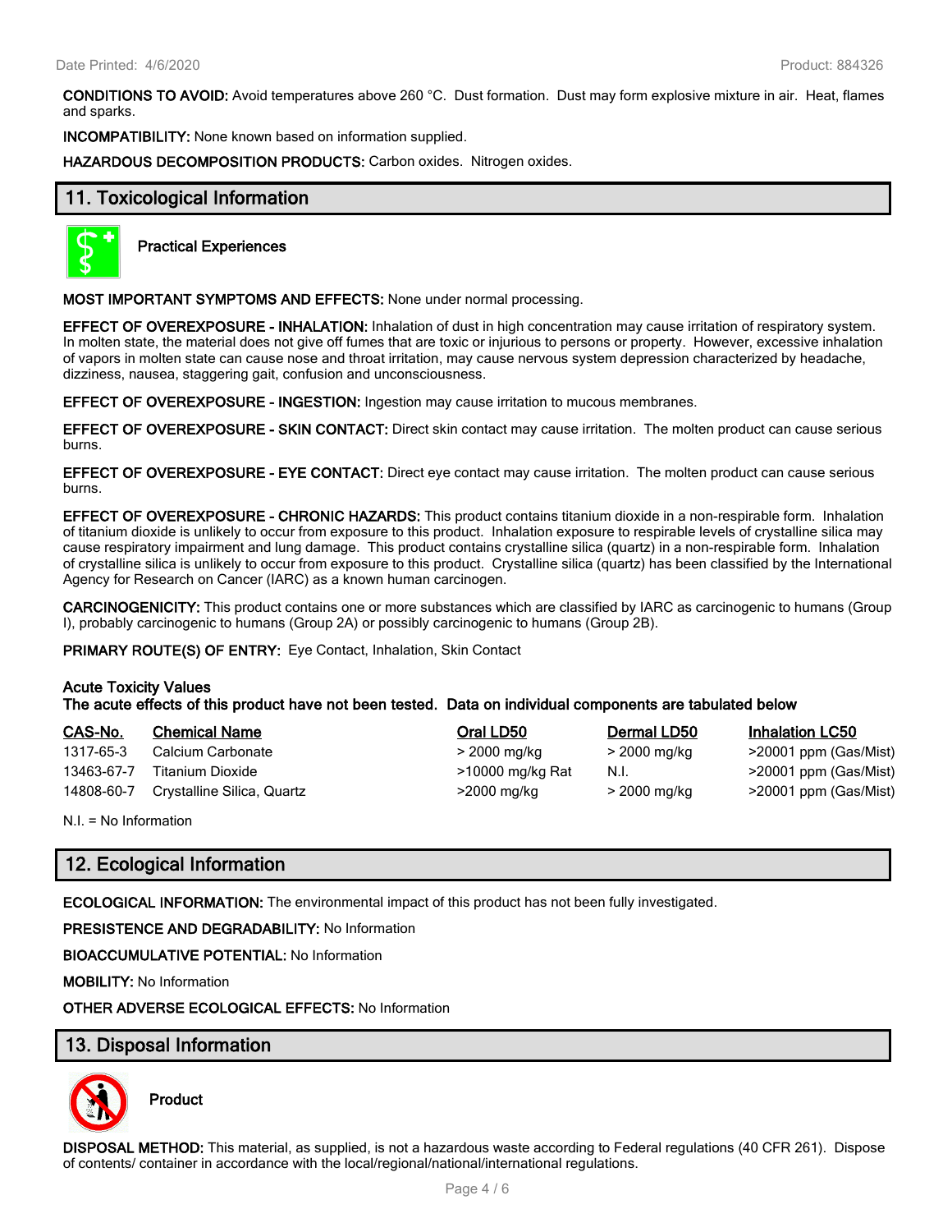**CONDITIONS TO AVOID:** Avoid temperatures above 260 °C. Dust formation. Dust may form explosive mixture in air. Heat, flames and sparks.

**INCOMPATIBILITY:** None known based on information supplied.

**HAZARDOUS DECOMPOSITION PRODUCTS:** Carbon oxides. Nitrogen oxides.

## 11. Toxicological Information

**Practical Experiences**

**MOST IMPORTANT SYMPTOMS AND EFFECTS:** None under normal processing.

**EFFECT OF OVEREXPOSURE - INHALATION:** Inhalation of dust in high concentration may cause irritation of respiratory system. In molten state, the material does not give off fumes that are toxic or injurious to persons or property. However, excessive inhalation of vapors in molten state can cause nose and throat irritation, may cause nervous system depression characterized by headache, dizziness, nausea, staggering gait, confusion and unconsciousness.

**EFFECT OF OVEREXPOSURE - INGESTION:** Ingestion may cause irritation to mucous membranes.

**EFFECT OF OVEREXPOSURE - SKIN CONTACT:** Direct skin contact may cause irritation. The molten product can cause serious burns.

**EFFECT OF OVEREXPOSURE - EYE CONTACT:** Direct eye contact may cause irritation. The molten product can cause serious burns.

**EFFECT OF OVEREXPOSURE - CHRONIC HAZARDS:** This product contains titanium dioxide in a non-respirable form. Inhalation of titanium dioxide is unlikely to occur from exposure to this product. Inhalation exposure to respirable levels of crystalline silica may cause respiratory impairment and lung damage. This product contains crystalline silica (quartz) in a non-respirable form. Inhalation of crystalline silica is unlikely to occur from exposure to this product. Crystalline silica (quartz) has been classified by the International Agency for Research on Cancer (IARC) as a known human carcinogen.

**CARCINOGENICITY:** This product contains one or more substances which are classified by IARC as carcinogenic to humans (Group I), probably carcinogenic to humans (Group 2A) or possibly carcinogenic to humans (Group 2B).

**PRIMARY ROUTE(S) OF ENTRY:** Eye Contact, Inhalation, Skin Contact

**Acute Toxicity Values**
**The acute effects of this product have not been tested. Data on individual components are tabulated below**

| CAS-No. | Chemical Name | Oral LD50 | Dermal LD50 | Inhalation LC50 |
|---|---|---|---|---|
| 1317-65-3 | Calcium Carbonate | > 2000 mg/kg | > 2000 mg/kg | >20001 ppm (Gas/Mist) |
| 13463-67-7 | Titanium Dioxide | >10000 mg/kg Rat | N.I. | >20001 ppm (Gas/Mist) |
| 14808-60-7 | Crystalline Silica, Quartz | >2000 mg/kg | > 2000 mg/kg | >20001 ppm (Gas/Mist) |

N.I. = No Information

## 12. Ecological Information

**ECOLOGICAL INFORMATION:** The environmental impact of this product has not been fully investigated.

**PRESISTENCE AND DEGRADABILITY:** No Information

**BIOACCUMULATIVE POTENTIAL:** No Information

**MOBILITY:** No Information

**OTHER ADVERSE ECOLOGICAL EFFECTS:** No Information

## 13. Disposal Information

**Product**

**DISPOSAL METHOD:** This material, as supplied, is not a hazardous waste according to Federal regulations (40 CFR 261). Dispose of contents/ container in accordance with the local/regional/national/international regulations.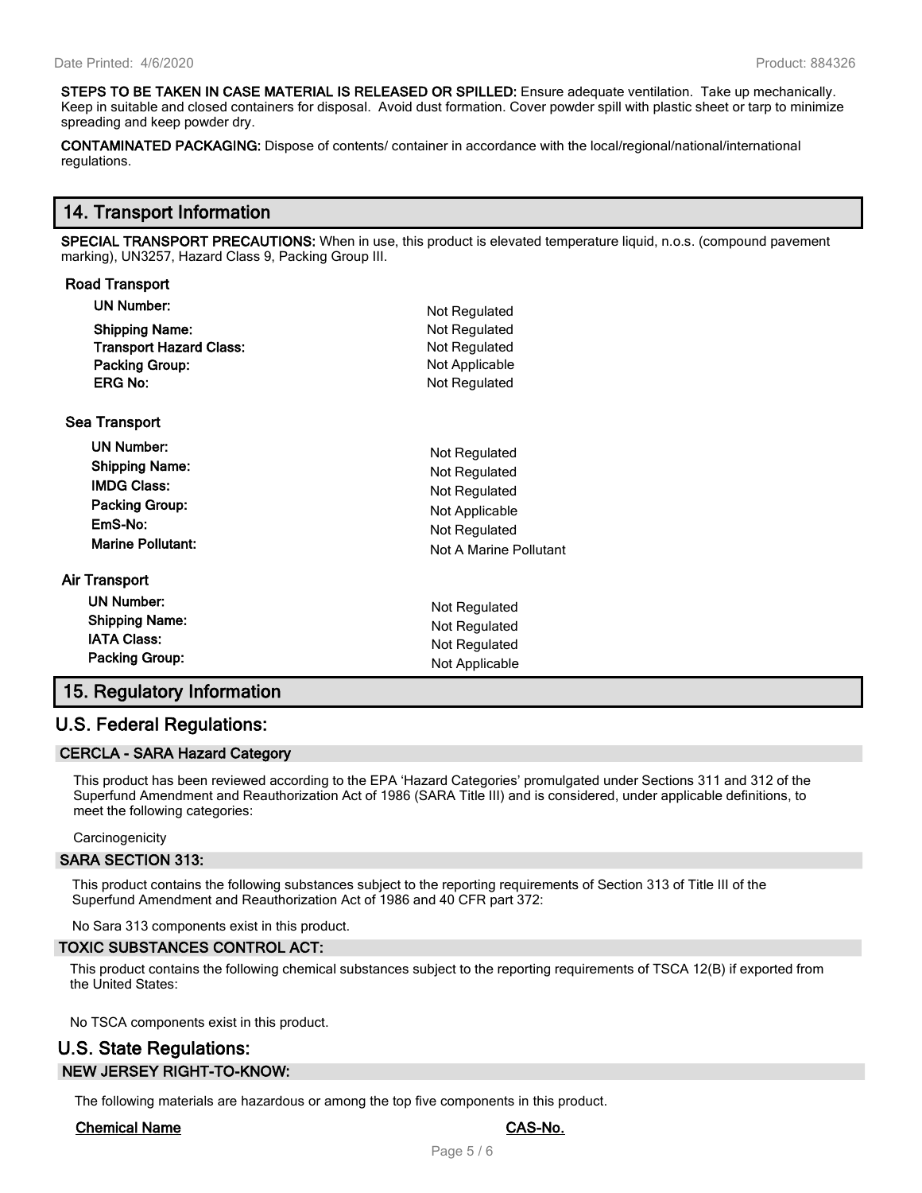**STEPS TO BE TAKEN IN CASE MATERIAL IS RELEASED OR SPILLED:** Ensure adequate ventilation. Take up mechanically. Keep in suitable and closed containers for disposal. Avoid dust formation. Cover powder spill with plastic sheet or tarp to minimize spreading and keep powder dry.

**CONTAMINATED PACKAGING:** Dispose of contents/ container in accordance with the local/regional/national/international regulations.

## 14. Transport Information

**SPECIAL TRANSPORT PRECAUTIONS:** When in use, this product is elevated temperature liquid, n.o.s. (compound pavement marking), UN3257, Hazard Class 9, Packing Group III.

### Road Transport

| | |
|---|---|
| **UN Number:** | Not Regulated |
| **Shipping Name:** | Not Regulated |
| **Transport Hazard Class:** | Not Regulated |
| **Packing Group:** | Not Applicable |
| **ERG No:** | Not Regulated |

### Sea Transport

| | |
|---|---|
| **UN Number:** | Not Regulated |
| **Shipping Name:** | Not Regulated |
| **IMDG Class:** | Not Regulated |
| **Packing Group:** | Not Applicable |
| **EmS-No:** | Not Regulated |
| **Marine Pollutant:** | Not A Marine Pollutant |

### Air Transport

| | |
|---|---|
| **UN Number:** | Not Regulated |
| **Shipping Name:** | Not Regulated |
| **IATA Class:** | Not Regulated |
| **Packing Group:** | Not Applicable |

## 15. Regulatory Information

## U.S. Federal Regulations:

### CERCLA - SARA Hazard Category

This product has been reviewed according to the EPA 'Hazard Categories' promulgated under Sections 311 and 312 of the Superfund Amendment and Reauthorization Act of 1986 (SARA Title III) and is considered, under applicable definitions, to meet the following categories:

Carcinogenicity

### SARA SECTION 313:

This product contains the following substances subject to the reporting requirements of Section 313 of Title III of the Superfund Amendment and Reauthorization Act of 1986 and 40 CFR part 372:

No Sara 313 components exist in this product.

### TOXIC SUBSTANCES CONTROL ACT:

This product contains the following chemical substances subject to the reporting requirements of TSCA 12(B) if exported from the United States:

No TSCA components exist in this product.

## U.S. State Regulations:

### NEW JERSEY RIGHT-TO-KNOW:

The following materials are hazardous or among the top five components in this product.

| Chemical Name | CAS-No. |
|---|---|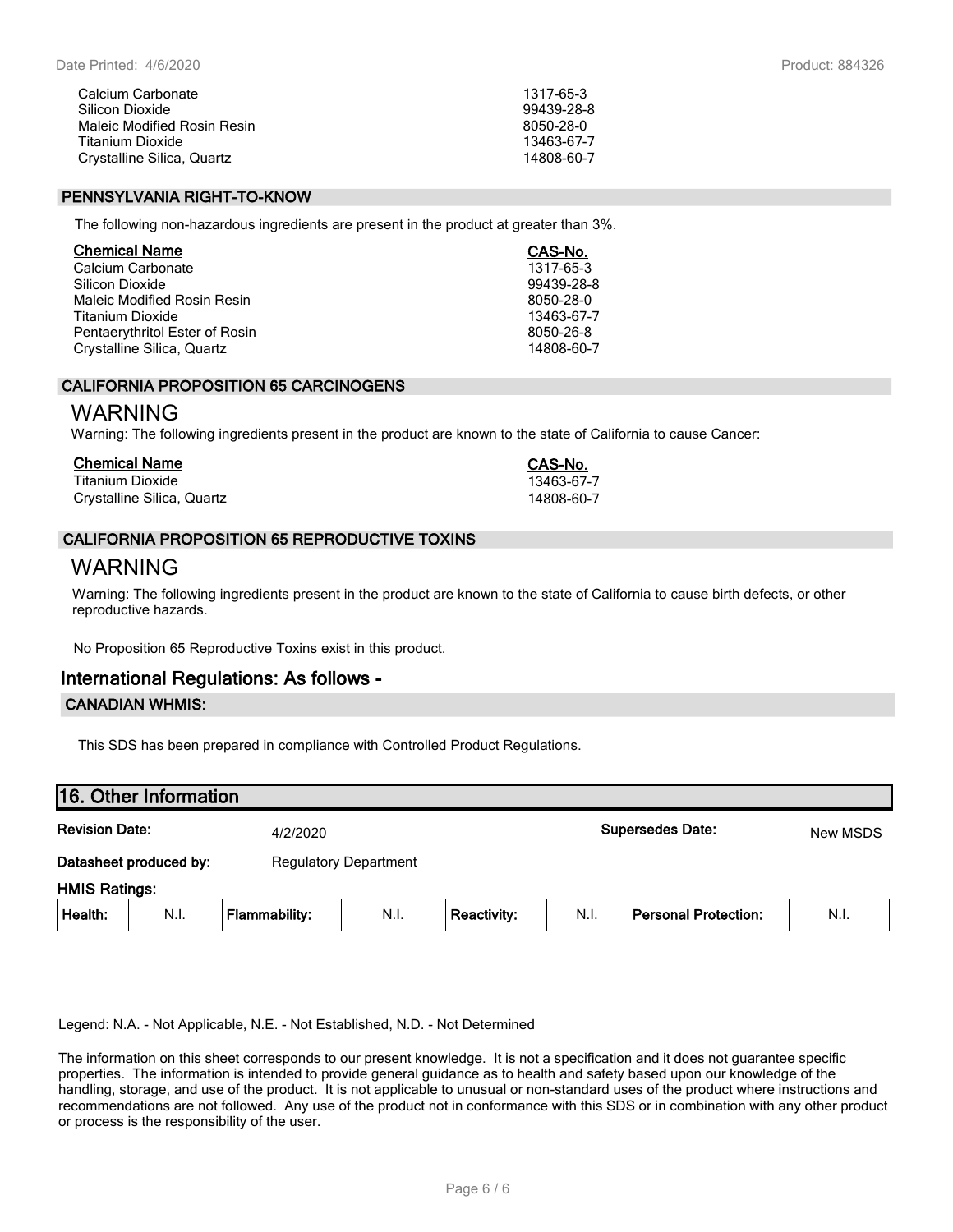| | |
|---|---|
| Calcium Carbonate | 1317-65-3 |
| Silicon Dioxide | 99439-28-8 |
| Maleic Modified Rosin Resin | 8050-28-0 |
| Titanium Dioxide | 13463-67-7 |
| Crystalline Silica, Quartz | 14808-60-7 |

### PENNSYLVANIA RIGHT-TO-KNOW

The following non-hazardous ingredients are present in the product at greater than 3%.

| Chemical Name | CAS-No. |
|---|---|
| Calcium Carbonate | 1317-65-3 |
| Silicon Dioxide | 99439-28-8 |
| Maleic Modified Rosin Resin | 8050-28-0 |
| Titanium Dioxide | 13463-67-7 |
| Pentaerythritol Ester of Rosin | 8050-26-8 |
| Crystalline Silica, Quartz | 14808-60-7 |

### CALIFORNIA PROPOSITION 65 CARCINOGENS

## WARNING

Warning: The following ingredients present in the product are known to the state of California to cause Cancer:

| Chemical Name | CAS-No. |
|---|---|
| Titanium Dioxide | 13463-67-7 |
| Crystalline Silica, Quartz | 14808-60-7 |

### CALIFORNIA PROPOSITION 65 REPRODUCTIVE TOXINS

## WARNING

Warning: The following ingredients present in the product are known to the state of California to cause birth defects, or other reproductive hazards.

No Proposition 65 Reproductive Toxins exist in this product.

### International Regulations: As follows -

### CANADIAN WHMIS:

This SDS has been prepared in compliance with Controlled Product Regulations.

## 16. Other Information

**Revision Date:** 4/2/2020 **Supersedes Date:** New MSDS

**Datasheet produced by:** Regulatory Department

**HMIS Ratings:**

| | | | | | | | |
|---|---|---|---|---|---|---|---|
| **Health:** | N.I. | **Flammability:** | N.I. | **Reactivity:** | N.I. | **Personal Protection:** | N.I. |

Legend: N.A. - Not Applicable, N.E. - Not Established, N.D. - Not Determined

The information on this sheet corresponds to our present knowledge. It is not a specification and it does not guarantee specific properties. The information is intended to provide general guidance as to health and safety based upon our knowledge of the handling, storage, and use of the product. It is not applicable to unusual or non-standard uses of the product where instructions and recommendations are not followed. Any use of the product not in conformance with this SDS or in combination with any other product or process is the responsibility of the user.